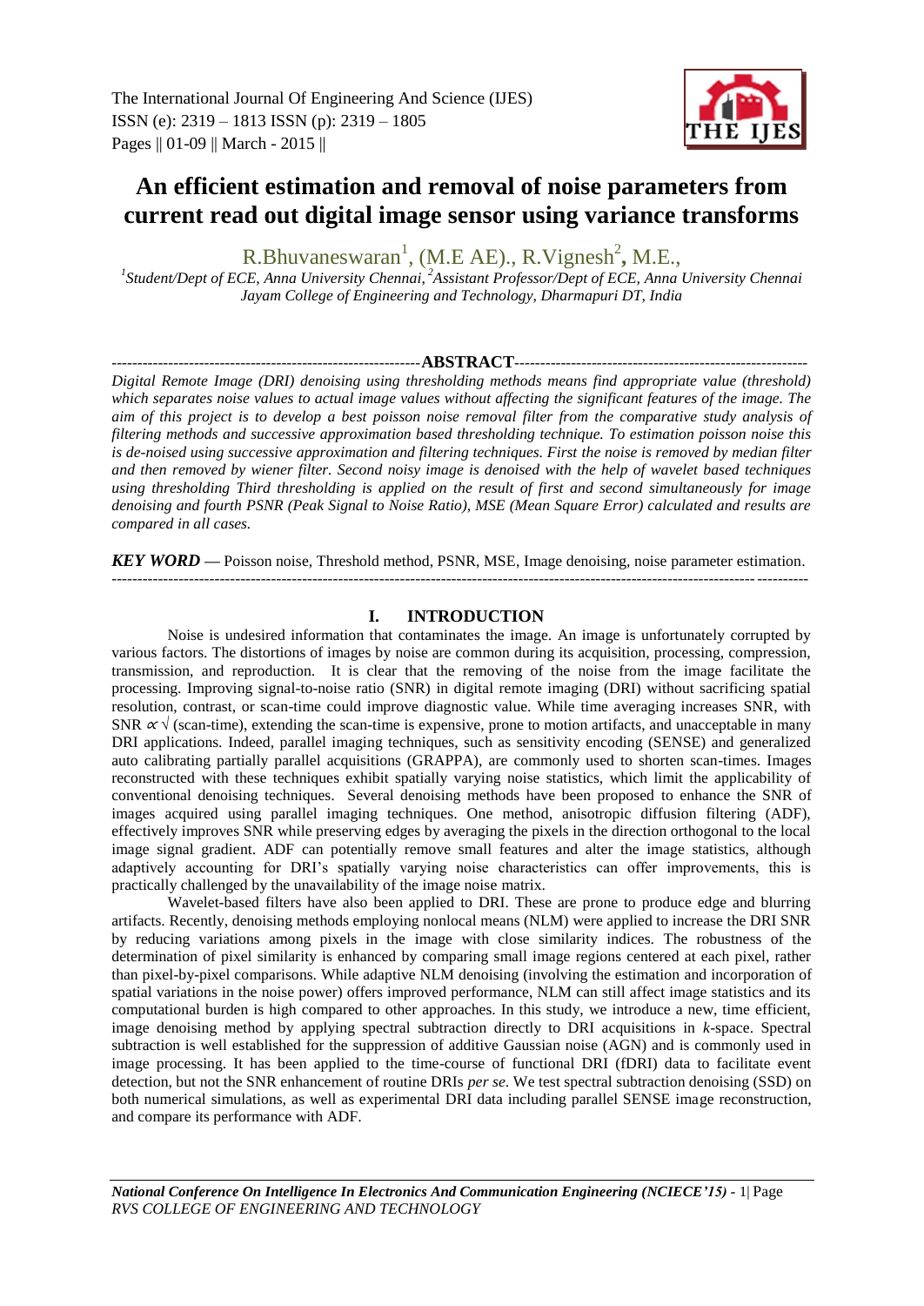# An efficient estimation and removal of noise parameters from current read out digital image sensor using variance transforms

R.Bhuvaneswaran[1], (M.E AE)., R.Vignesh[2], M.E.,

[1]Student/Dept of ECE, Anna University Chennai, [2]Assistant Professor/Dept of ECE, Anna University Chennai
Jayam College of Engineering and Technology, Dharmapuri DT, India

## ABSTRACT

*Digital Remote Image (DRI) denoising using thresholding methods means find appropriate value (threshold) which separates noise values to actual image values without affecting the significant features of the image. The aim of this project is to develop a best poisson noise removal filter from the comparative study analysis of filtering methods and successive approximation based thresholding technique. To estimation poisson noise this is de-noised using successive approximation and filtering techniques. First the noise is removed by median filter and then removed by wiener filter. Second noisy image is denoised with the help of wavelet based techniques using thresholding Third thresholding is applied on the result of first and second simultaneously for image denoising and fourth PSNR (Peak Signal to Noise Ratio), MSE (Mean Square Error) calculated and results are compared in all cases.*

***KEY WORD*** — Poisson noise, Threshold method, PSNR, MSE, Image denoising, noise parameter estimation.

## I. INTRODUCTION

Noise is undesired information that contaminates the image. An image is unfortunately corrupted by various factors. The distortions of images by noise are common during its acquisition, processing, compression, transmission, and reproduction. It is clear that the removing of the noise from the image facilitate the processing. Improving signal-to-noise ratio (SNR) in digital remote imaging (DRI) without sacrificing spatial resolution, contrast, or scan-time could improve diagnostic value. While time averaging increases SNR, with SNR $\propto \sqrt{\text{(scan-time)}}$, extending the scan-time is expensive, prone to motion artifacts, and unacceptable in many DRI applications. Indeed, parallel imaging techniques, such as sensitivity encoding (SENSE) and generalized auto calibrating partially parallel acquisitions (GRAPPA), are commonly used to shorten scan-times. Images reconstructed with these techniques exhibit spatially varying noise statistics, which limit the applicability of conventional denoising techniques. Several denoising methods have been proposed to enhance the SNR of images acquired using parallel imaging techniques. One method, anisotropic diffusion filtering (ADF), effectively improves SNR while preserving edges by averaging the pixels in the direction orthogonal to the local image signal gradient. ADF can potentially remove small features and alter the image statistics, although adaptively accounting for DRI's spatially varying noise characteristics can offer improvements, this is practically challenged by the unavailability of the image noise matrix.

Wavelet-based filters have also been applied to DRI. These are prone to produce edge and blurring artifacts. Recently, denoising methods employing nonlocal means (NLM) were applied to increase the DRI SNR by reducing variations among pixels in the image with close similarity indices. The robustness of the determination of pixel similarity is enhanced by comparing small image regions centered at each pixel, rather than pixel-by-pixel comparisons. While adaptive NLM denoising (involving the estimation and incorporation of spatial variations in the noise power) offers improved performance, NLM can still affect image statistics and its computational burden is high compared to other approaches. In this study, we introduce a new, time efficient, image denoising method by applying spectral subtraction directly to DRI acquisitions in *k*-space. Spectral subtraction is well established for the suppression of additive Gaussian noise (AGN) and is commonly used in image processing. It has been applied to the time-course of functional DRI (fDRI) data to facilitate event detection, but not the SNR enhancement of routine DRIs *per se*. We test spectral subtraction denoising (SSD) on both numerical simulations, as well as experimental DRI data including parallel SENSE image reconstruction, and compare its performance with ADF.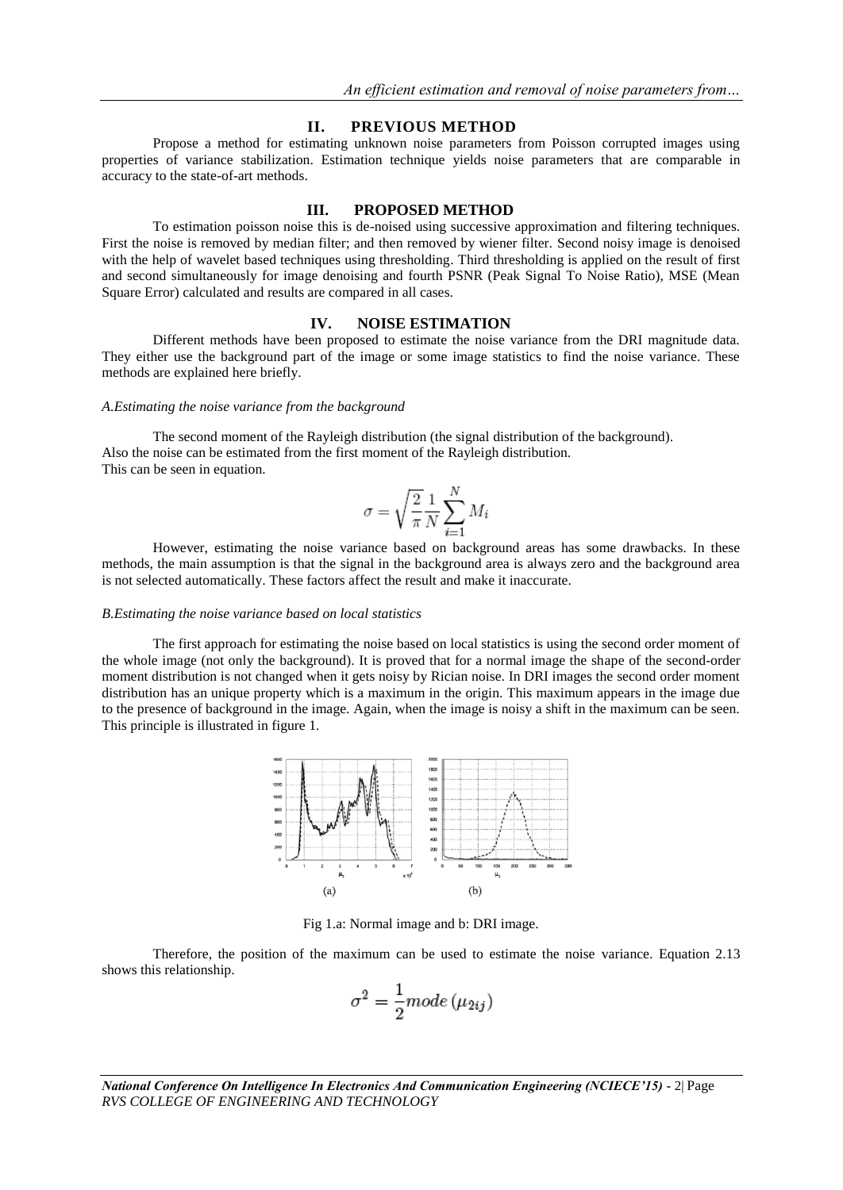## II. PREVIOUS METHOD

Propose a method for estimating unknown noise parameters from Poisson corrupted images using properties of variance stabilization. Estimation technique yields noise parameters that are comparable in accuracy to the state-of-art methods.

## III. PROPOSED METHOD

To estimation poisson noise this is de-noised using successive approximation and filtering techniques. First the noise is removed by median filter; and then removed by wiener filter. Second noisy image is denoised with the help of wavelet based techniques using thresholding. Third thresholding is applied on the result of first and second simultaneously for image denoising and fourth PSNR (Peak Signal To Noise Ratio), MSE (Mean Square Error) calculated and results are compared in all cases.

## IV. NOISE ESTIMATION

Different methods have been proposed to estimate the noise variance from the DRI magnitude data. They either use the background part of the image or some image statistics to find the noise variance. These methods are explained here briefly.

### *A.Estimating the noise variance from the background*

The second moment of the Rayleigh distribution (the signal distribution of the background).
Also the noise can be estimated from the first moment of the Rayleigh distribution.
This can be seen in equation.

$$\sigma = \sqrt{\frac{2}{\pi}} \frac{1}{N} \sum_{i=1}^{N} M_i$$

However, estimating the noise variance based on background areas has some drawbacks. In these methods, the main assumption is that the signal in the background area is always zero and the background area is not selected automatically. These factors affect the result and make it inaccurate.

### *B.Estimating the noise variance based on local statistics*

The first approach for estimating the noise based on local statistics is using the second order moment of the whole image (not only the background). It is proved that for a normal image the shape of the second-order moment distribution is not changed when it gets noisy by Rician noise. In DRI images the second order moment distribution has an unique property which is a maximum in the origin. This maximum appears in the image due to the presence of background in the image. Again, when the image is noisy a shift in the maximum can be seen. This principle is illustrated in figure 1.

Fig 1.a: Normal image and b: DRI image.

Therefore, the position of the maximum can be used to estimate the noise variance. Equation 2.13 shows this relationship.

$$\sigma^2 = \frac{1}{2} mode\left(\mu_{2ij}\right)$$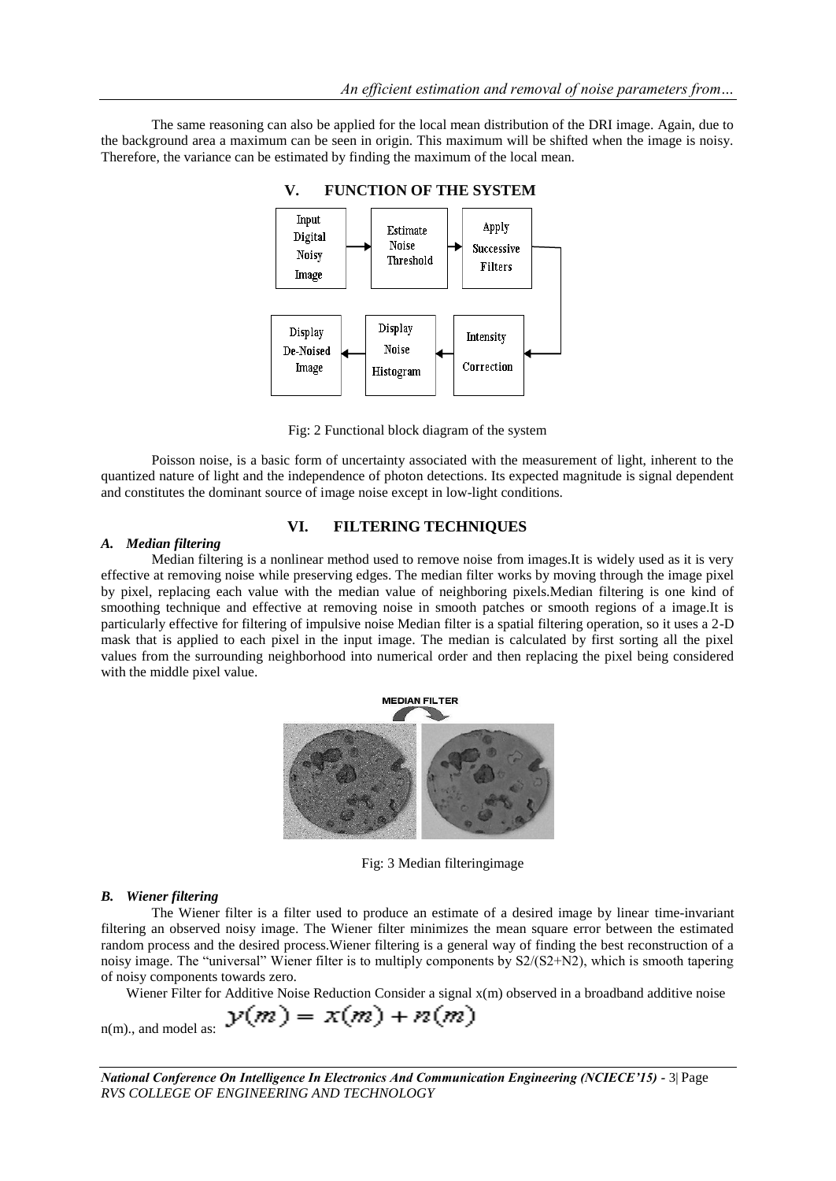The same reasoning can also be applied for the local mean distribution of the DRI image. Again, due to the background area a maximum can be seen in origin. This maximum will be shifted when the image is noisy. Therefore, the variance can be estimated by finding the maximum of the local mean.

## V. FUNCTION OF THE SYSTEM

Fig: 2 Functional block diagram of the system

Poisson noise, is a basic form of uncertainty associated with the measurement of light, inherent to the quantized nature of light and the independence of photon detections. Its expected magnitude is signal dependent and constitutes the dominant source of image noise except in low-light conditions.

## VI. FILTERING TECHNIQUES

### *A. Median filtering*

Median filtering is a nonlinear method used to remove noise from images.It is widely used as it is very effective at removing noise while preserving edges. The median filter works by moving through the image pixel by pixel, replacing each value with the median value of neighboring pixels.Median filtering is one kind of smoothing technique and effective at removing noise in smooth patches or smooth regions of a image.It is particularly effective for filtering of impulsive noise Median filter is a spatial filtering operation, so it uses a 2-D mask that is applied to each pixel in the input image. The median is calculated by first sorting all the pixel values from the surrounding neighborhood into numerical order and then replacing the pixel being considered with the middle pixel value.

Fig: 3 Median filteringimage

### *B. Wiener filtering*

The Wiener filter is a filter used to produce an estimate of a desired image by linear time-invariant filtering an observed noisy image. The Wiener filter minimizes the mean square error between the estimated random process and the desired process.Wiener filtering is a general way of finding the best reconstruction of a noisy image. The "universal" Wiener filter is to multiply components by S2/(S2+N2), which is smooth tapering of noisy components towards zero.

Wiener Filter for Additive Noise Reduction Consider a signal x(m) observed in a broadband additive noise n(m)., and model as: $y(m) = x(m) + n(m)$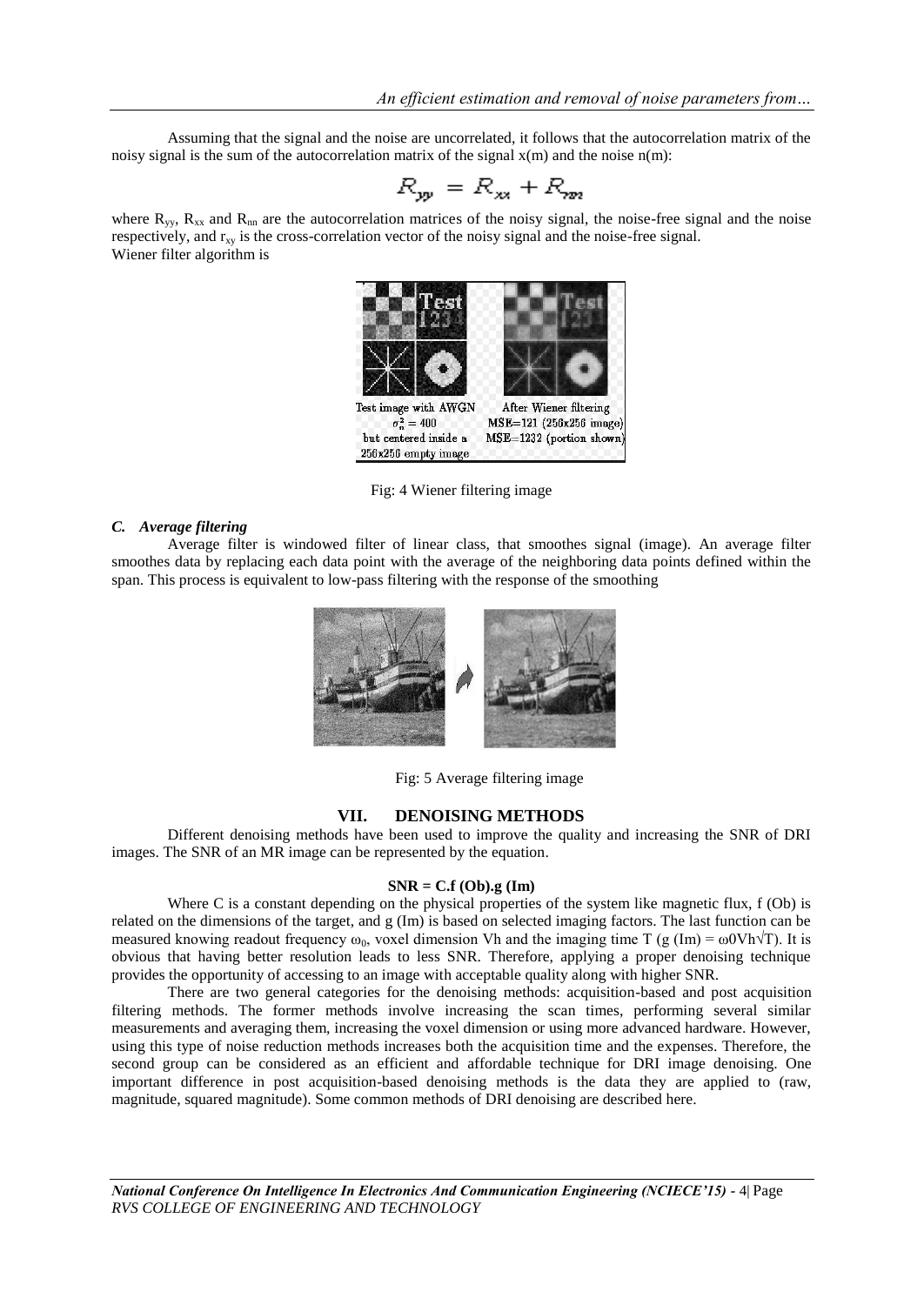Assuming that the signal and the noise are uncorrelated, it follows that the autocorrelation matrix of the noisy signal is the sum of the autocorrelation matrix of the signal x(m) and the noise n(m):

$$R_{yy} = R_{xx} + R_{nn}$$

where $R_{yy}$, $R_{xx}$ and $R_{nn}$ are the autocorrelation matrices of the noisy signal, the noise-free signal and the noise respectively, and $r_{xy}$ is the cross-correlation vector of the noisy signal and the noise-free signal.

Wiener filter algorithm is

Fig: 4 Wiener filtering image

### *C. Average filtering*

Average filter is windowed filter of linear class, that smoothes signal (image). An average filter smoothes data by replacing each data point with the average of the neighboring data points defined within the span. This process is equivalent to low-pass filtering with the response of the smoothing

Fig: 5 Average filtering image

## VII. DENOISING METHODS

Different denoising methods have been used to improve the quality and increasing the SNR of DRI images. The SNR of an MR image can be represented by the equation.

$$\textbf{SNR = C.f (Ob).g (Im)}$$

Where C is a constant depending on the physical properties of the system like magnetic flux, f (Ob) is related on the dimensions of the target, and g (Im) is based on selected imaging factors. The last function can be measured knowing readout frequency $\omega_0$, voxel dimension Vh and the imaging time T (g (Im) = $\omega$0Vh$\sqrt{T}$). It is obvious that having better resolution leads to less SNR. Therefore, applying a proper denoising technique provides the opportunity of accessing to an image with acceptable quality along with higher SNR.

There are two general categories for the denoising methods: acquisition-based and post acquisition filtering methods. The former methods involve increasing the scan times, performing several similar measurements and averaging them, increasing the voxel dimension or using more advanced hardware. However, using this type of noise reduction methods increases both the acquisition time and the expenses. Therefore, the second group can be considered as an efficient and affordable technique for DRI image denoising. One important difference in post acquisition-based denoising methods is the data they are applied to (raw, magnitude, squared magnitude). Some common methods of DRI denoising are described here.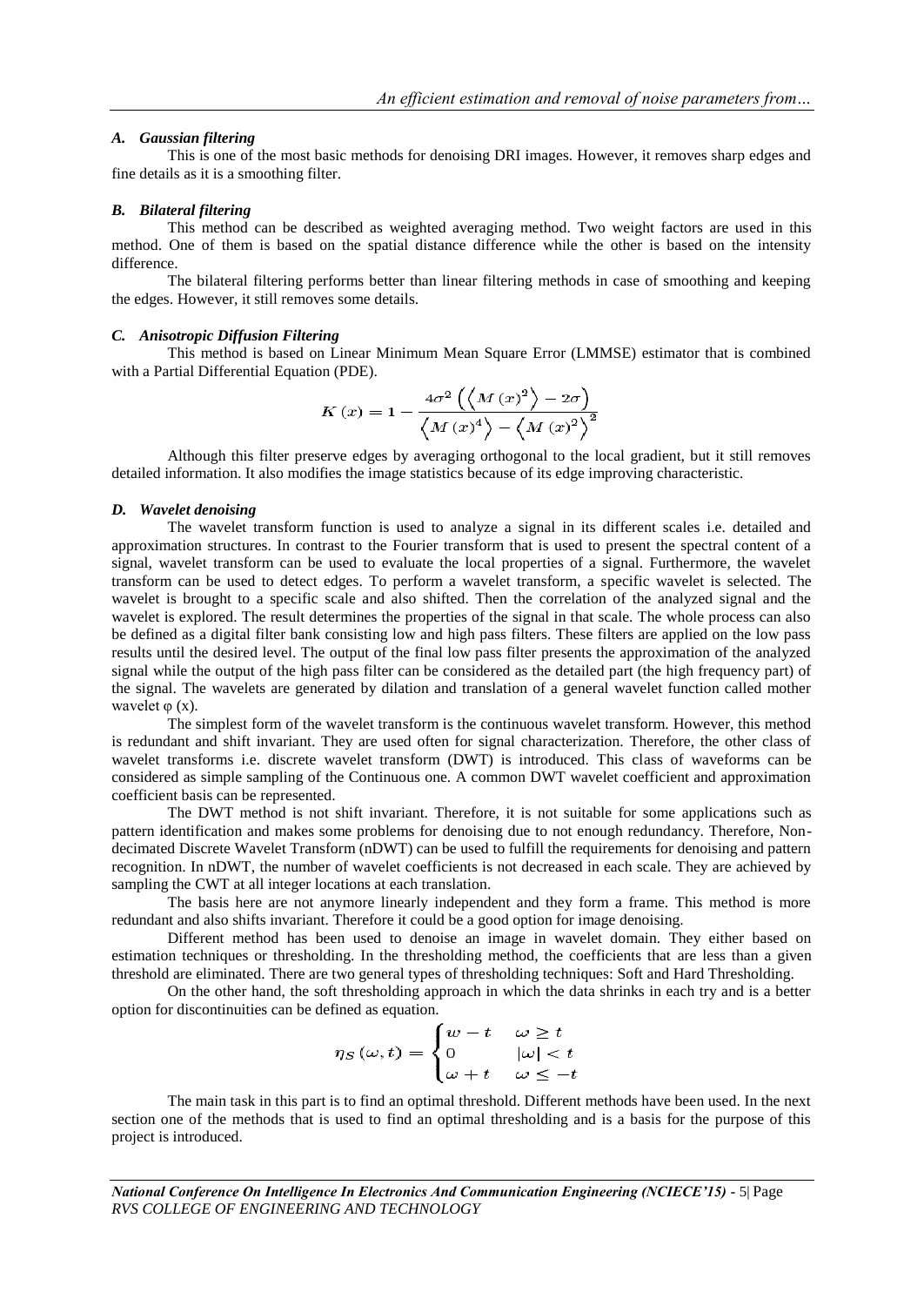### A. Gaussian filtering

This is one of the most basic methods for denoising DRI images. However, it removes sharp edges and fine details as it is a smoothing filter.

### B. Bilateral filtering

This method can be described as weighted averaging method. Two weight factors are used in this method. One of them is based on the spatial distance difference while the other is based on the intensity difference.

The bilateral filtering performs better than linear filtering methods in case of smoothing and keeping the edges. However, it still removes some details.

### C. Anisotropic Diffusion Filtering

This method is based on Linear Minimum Mean Square Error (LMMSE) estimator that is combined with a Partial Differential Equation (PDE).

$$K(x) = 1 - \frac{4\sigma^2\left(\left\langle M(x)^2\right\rangle - 2\sigma\right)}{\left\langle M(x)^4\right\rangle - \left\langle M(x)^2\right\rangle^2}$$

Although this filter preserve edges by averaging orthogonal to the local gradient, but it still removes detailed information. It also modifies the image statistics because of its edge improving characteristic.

### D. Wavelet denoising

The wavelet transform function is used to analyze a signal in its different scales i.e. detailed and approximation structures. In contrast to the Fourier transform that is used to present the spectral content of a signal, wavelet transform can be used to evaluate the local properties of a signal. Furthermore, the wavelet transform can be used to detect edges. To perform a wavelet transform, a specific wavelet is selected. The wavelet is brought to a specific scale and also shifted. Then the correlation of the analyzed signal and the wavelet is explored. The result determines the properties of the signal in that scale. The whole process can also be defined as a digital filter bank consisting low and high pass filters. These filters are applied on the low pass results until the desired level. The output of the final low pass filter presents the approximation of the analyzed signal while the output of the high pass filter can be considered as the detailed part (the high frequency part) of the signal. The wavelets are generated by dilation and translation of a general wavelet function called mother wavelet $\varphi(x)$.

The simplest form of the wavelet transform is the continuous wavelet transform. However, this method is redundant and shift invariant. They are used often for signal characterization. Therefore, the other class of wavelet transforms i.e. discrete wavelet transform (DWT) is introduced. This class of waveforms can be considered as simple sampling of the Continuous one. A common DWT wavelet coefficient and approximation coefficient basis can be represented.

The DWT method is not shift invariant. Therefore, it is not suitable for some applications such as pattern identification and makes some problems for denoising due to not enough redundancy. Therefore, Non-decimated Discrete Wavelet Transform (nDWT) can be used to fulfill the requirements for denoising and pattern recognition. In nDWT, the number of wavelet coefficients is not decreased in each scale. They are achieved by sampling the CWT at all integer locations at each translation.

The basis here are not anymore linearly independent and they form a frame. This method is more redundant and also shifts invariant. Therefore it could be a good option for image denoising.

Different method has been used to denoise an image in wavelet domain. They either based on estimation techniques or thresholding. In the thresholding method, the coefficients that are less than a given threshold are eliminated. There are two general types of thresholding techniques: Soft and Hard Thresholding.

On the other hand, the soft thresholding approach in which the data shrinks in each try and is a better option for discontinuities can be defined as equation.

$$\eta_S(\omega, t) = \begin{cases} w - t & \omega \geq t \\ 0 & |\omega| < t \\ \omega + t & \omega \leq -t \end{cases}$$

The main task in this part is to find an optimal threshold. Different methods have been used. In the next section one of the methods that is used to find an optimal thresholding and is a basis for the purpose of this project is introduced.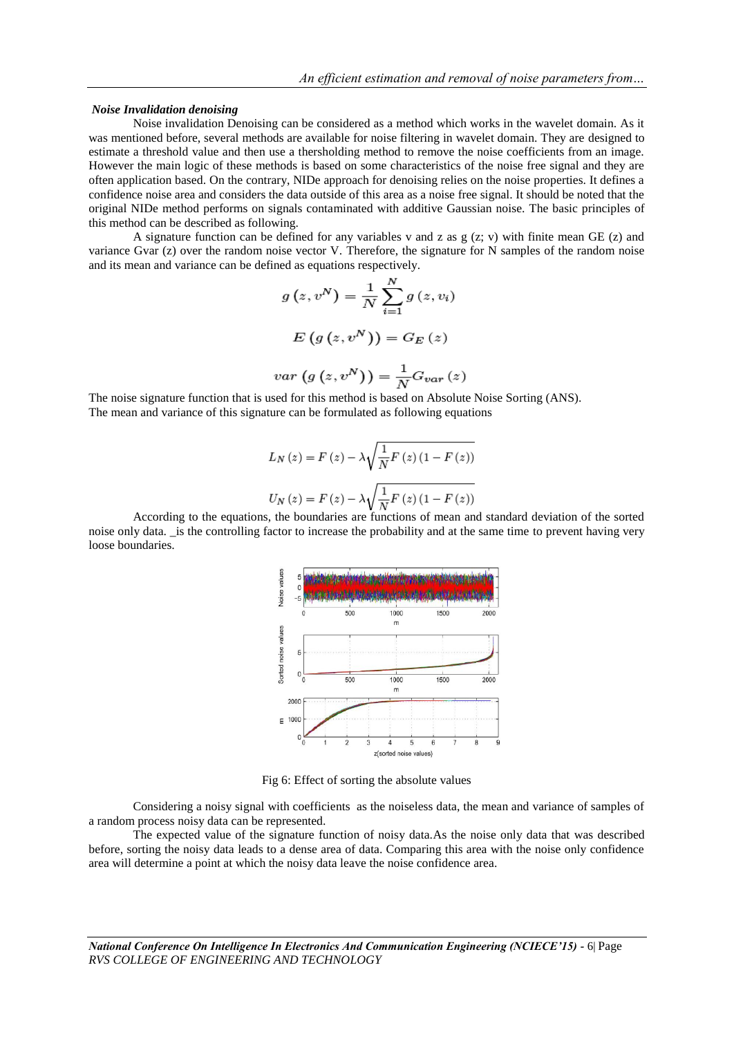***Noise Invalidation denoising***

Noise invalidation Denoising can be considered as a method which works in the wavelet domain. As it was mentioned before, several methods are available for noise filtering in wavelet domain. They are designed to estimate a threshold value and then use a thersholding method to remove the noise coefficients from an image. However the main logic of these methods is based on some characteristics of the noise free signal and they are often application based. On the contrary, NIDe approach for denoising relies on the noise properties. It defines a confidence noise area and considers the data outside of this area as a noise free signal. It should be noted that the original NIDe method performs on signals contaminated with additive Gaussian noise. The basic principles of this method can be described as following.

A signature function can be defined for any variables v and z as g (z; v) with finite mean GE (z) and variance Gvar (z) over the random noise vector V. Therefore, the signature for N samples of the random noise and its mean and variance can be defined as equations respectively.

$$g\left(z, v^{N}\right)=\frac{1}{N} \sum_{i=1}^{N} g\left(z, v_{i}\right)$$

$$E\left(g\left(z, v^{N}\right)\right)=G_{E}(z)$$

$$var\left(g\left(z, v^{N}\right)\right)=\frac{1}{N} G_{var}(z)$$

The noise signature function that is used for this method is based on Absolute Noise Sorting (ANS).
The mean and variance of this signature can be formulated as following equations

$$L_{N}(z)=F(z)-\lambda \sqrt{\frac{1}{N} F(z)(1-F(z))}$$

$$U_{N}(z)=F(z)-\lambda \sqrt{\frac{1}{N} F(z)(1-F(z))}$$

According to the equations, the boundaries are functions of mean and standard deviation of the sorted noise only data. _is the controlling factor to increase the probability and at the same time to prevent having very loose boundaries.

Fig 6: Effect of sorting the absolute values

Considering a noisy signal with coefficients as the noiseless data, the mean and variance of samples of a random process noisy data can be represented.

The expected value of the signature function of noisy data.As the noise only data that was described before, sorting the noisy data leads to a dense area of data. Comparing this area with the noise only confidence area will determine a point at which the noisy data leave the noise confidence area.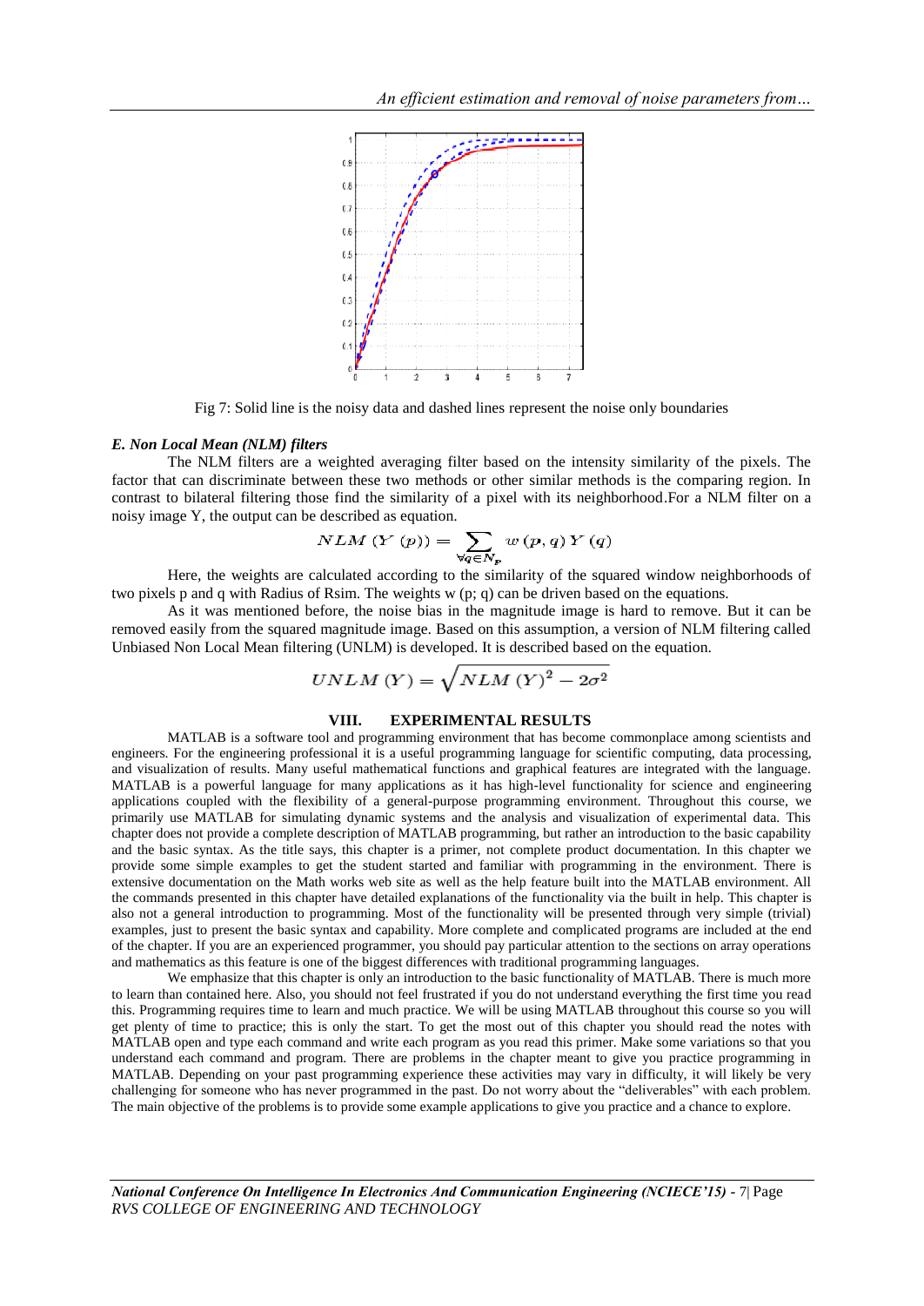Fig 7: Solid line is the noisy data and dashed lines represent the noise only boundaries

### *E. Non Local Mean (NLM) filters*

The NLM filters are a weighted averaging filter based on the intensity similarity of the pixels. The factor that can discriminate between these two methods or other similar methods is the comparing region. In contrast to bilateral filtering those find the similarity of a pixel with its neighborhood.For a NLM filter on a noisy image Y, the output can be described as equation.

$$NLM\left(Y\left(p\right)\right)=\sum_{\forall q\in N_{p}}w\left(p,q\right)Y\left(q\right)$$

Here, the weights are calculated according to the similarity of the squared window neighborhoods of two pixels p and q with Radius of Rsim. The weights w (p; q) can be driven based on the equations.

As it was mentioned before, the noise bias in the magnitude image is hard to remove. But it can be removed easily from the squared magnitude image. Based on this assumption, a version of NLM filtering called Unbiased Non Local Mean filtering (UNLM) is developed. It is described based on the equation.

$$UNLM\left(Y\right)=\sqrt{NLM\left(Y\right)^{2}-2\sigma^{2}}$$

## VIII. EXPERIMENTAL RESULTS

MATLAB is a software tool and programming environment that has become commonplace among scientists and engineers. For the engineering professional it is a useful programming language for scientific computing, data processing, and visualization of results. Many useful mathematical functions and graphical features are integrated with the language. MATLAB is a powerful language for many applications as it has high-level functionality for science and engineering applications coupled with the flexibility of a general-purpose programming environment. Throughout this course, we primarily use MATLAB for simulating dynamic systems and the analysis and visualization of experimental data. This chapter does not provide a complete description of MATLAB programming, but rather an introduction to the basic capability and the basic syntax. As the title says, this chapter is a primer, not complete product documentation. In this chapter we provide some simple examples to get the student started and familiar with programming in the environment. There is extensive documentation on the Math works web site as well as the help feature built into the MATLAB environment. All the commands presented in this chapter have detailed explanations of the functionality via the built in help. This chapter is also not a general introduction to programming. Most of the functionality will be presented through very simple (trivial) examples, just to present the basic syntax and capability. More complete and complicated programs are included at the end of the chapter. If you are an experienced programmer, you should pay particular attention to the sections on array operations and mathematics as this feature is one of the biggest differences with traditional programming languages.

We emphasize that this chapter is only an introduction to the basic functionality of MATLAB. There is much more to learn than contained here. Also, you should not feel frustrated if you do not understand everything the first time you read this. Programming requires time to learn and much practice. We will be using MATLAB throughout this course so you will get plenty of time to practice; this is only the start. To get the most out of this chapter you should read the notes with MATLAB open and type each command and write each program as you read this primer. Make some variations so that you understand each command and program. There are problems in the chapter meant to give you practice programming in MATLAB. Depending on your past programming experience these activities may vary in difficulty, it will likely be very challenging for someone who has never programmed in the past. Do not worry about the "deliverables" with each problem. The main objective of the problems is to provide some example applications to give you practice and a chance to explore.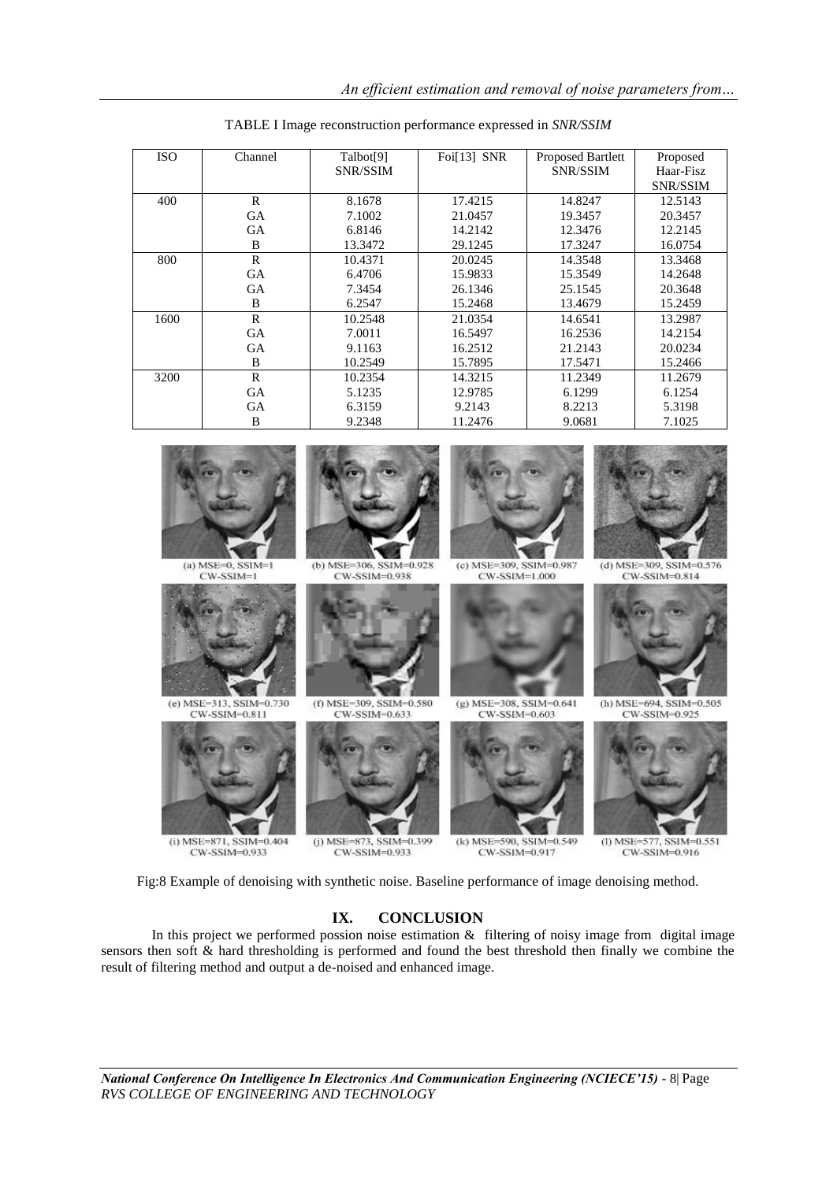TABLE I Image reconstruction performance expressed in *SNR/SSIM*

| ISO | Channel | Talbot[9] SNR/SSIM | Foi[13] SNR | Proposed Bartlett SNR/SSIM | Proposed Haar-Fisz SNR/SSIM |
|---|---|---|---|---|---|
| 400 | R | 8.1678 | 17.4215 | 14.8247 | 12.5143 |
| | GA | 7.1002 | 21.0457 | 19.3457 | 20.3457 |
| | GA | 6.8146 | 14.2142 | 12.3476 | 12.2145 |
| | B | 13.3472 | 29.1245 | 17.3247 | 16.0754 |
| 800 | R | 10.4371 | 20.0245 | 14.3548 | 13.3468 |
| | GA | 6.4706 | 15.9833 | 15.3549 | 14.2648 |
| | GA | 7.3454 | 26.1346 | 25.1545 | 20.3648 |
| | B | 6.2547 | 15.2468 | 13.4679 | 15.2459 |
| 1600 | R | 10.2548 | 21.0354 | 14.6541 | 13.2987 |
| | GA | 7.0011 | 16.5497 | 16.2536 | 14.2154 |
| | GA | 9.1163 | 16.2512 | 21.2143 | 20.0234 |
| | B | 10.2549 | 15.7895 | 17.5471 | 15.2466 |
| 3200 | R | 10.2354 | 14.3215 | 11.2349 | 11.2679 |
| | GA | 5.1235 | 12.9785 | 6.1299 | 6.1254 |
| | GA | 6.3159 | 9.2143 | 8.2213 | 5.3198 |
| | B | 9.2348 | 11.2476 | 9.0681 | 7.1025 |

(a) MSE=0, SSIM=1 CW-SSIM=1

(b) MSE=306, SSIM=0.928 CW-SSIM=0.938

(c) MSE=309, SSIM=0.987 CW-SSIM=1.000

(d) MSE=309, SSIM=0.576 CW-SSIM=0.814

(e) MSE=313, SSIM=0.730 CW-SSIM=0.811

(f) MSE=309, SSIM=0.580 CW-SSIM=0.633

(g) MSE=308, SSIM=0.641 CW-SSIM=0.603

(h) MSE=694, SSIM=0.505 CW-SSIM=0.925

(i) MSE=871, SSIM=0.404 CW-SSIM=0.933

(j) MSE=873, SSIM=0.399 CW-SSIM=0.933

(k) MSE=590, SSIM=0.549 CW-SSIM=0.917

(l) MSE=577, SSIM=0.551 CW-SSIM=0.916

Fig:8 Example of denoising with synthetic noise. Baseline performance of image denoising method.

## IX. CONCLUSION

In this project we performed possion noise estimation & filtering of noisy image from digital image sensors then soft & hard thresholding is performed and found the best threshold then finally we combine the result of filtering method and output a de-noised and enhanced image.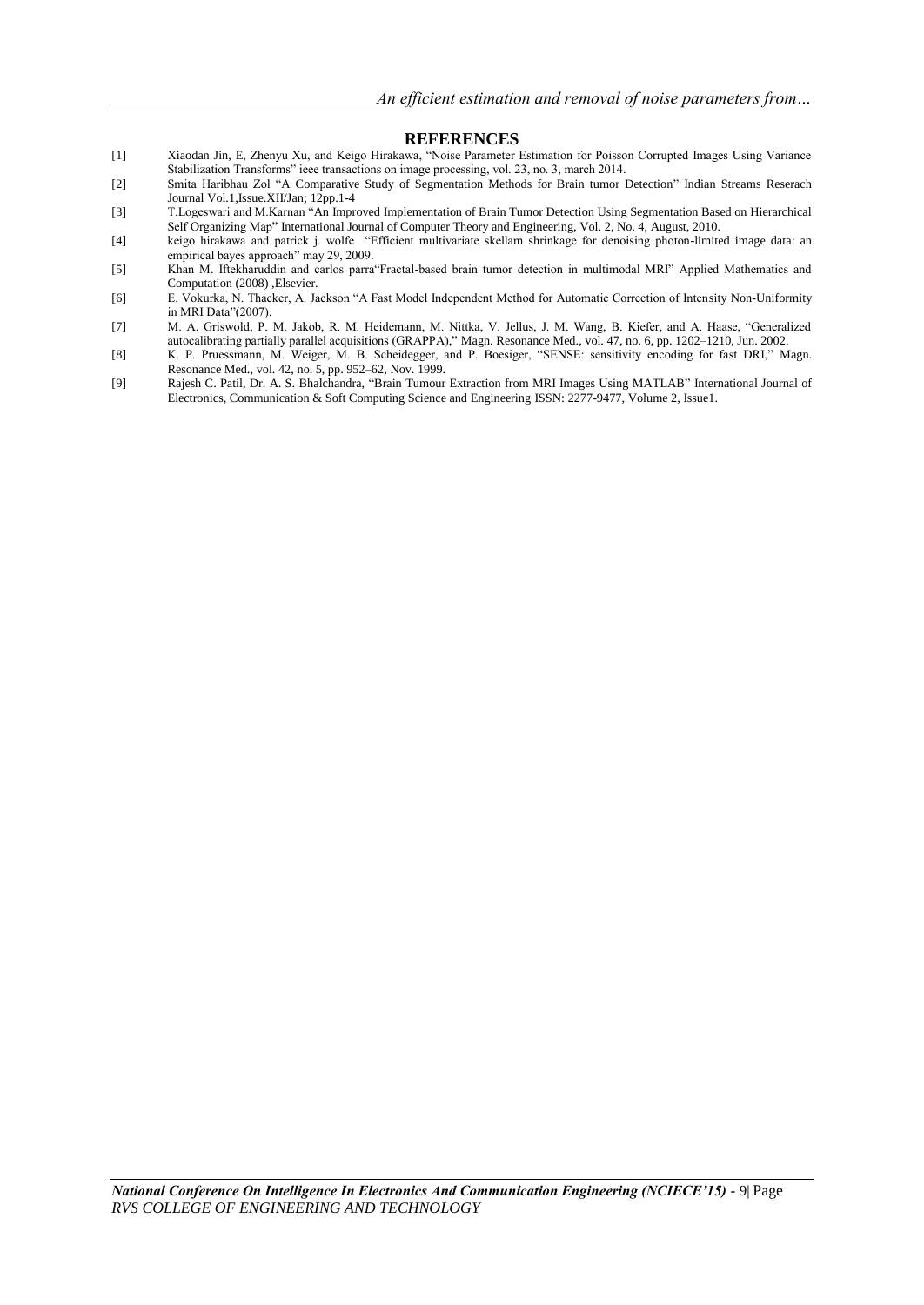## REFERENCES

[1] Xiaodan Jin, E, Zhenyu Xu, and Keigo Hirakawa, "Noise Parameter Estimation for Poisson Corrupted Images Using Variance Stabilization Transforms" ieee transactions on image processing, vol. 23, no. 3, march 2014.

[2] Smita Haribhau Zol "A Comparative Study of Segmentation Methods for Brain tumor Detection" Indian Streams Reserach Journal Vol.1,Issue.XII/Jan; 12pp.1-4

[3] T.Logeswari and M.Karnan "An Improved Implementation of Brain Tumor Detection Using Segmentation Based on Hierarchical Self Organizing Map" International Journal of Computer Theory and Engineering, Vol. 2, No. 4, August, 2010.

[4] keigo hirakawa and patrick j. wolfe "Efficient multivariate skellam shrinkage for denoising photon-limited image data: an empirical bayes approach" may 29, 2009.

[5] Khan M. Iftekharuddin and carlos parra"Fractal-based brain tumor detection in multimodal MRI" Applied Mathematics and Computation (2008) ,Elsevier.

[6] E. Vokurka, N. Thacker, A. Jackson "A Fast Model Independent Method for Automatic Correction of Intensity Non-Uniformity in MRI Data"(2007).

[7] M. A. Griswold, P. M. Jakob, R. M. Heidemann, M. Nittka, V. Jellus, J. M. Wang, B. Kiefer, and A. Haase, "Generalized autocalibrating partially parallel acquisitions (GRAPPA)," Magn. Resonance Med., vol. 47, no. 6, pp. 1202–1210, Jun. 2002.

[8] K. P. Pruessmann, M. Weiger, M. B. Scheidegger, and P. Boesiger, "SENSE: sensitivity encoding for fast DRI," Magn. Resonance Med., vol. 42, no. 5, pp. 952–62, Nov. 1999.

[9] Rajesh C. Patil, Dr. A. S. Bhalchandra, "Brain Tumour Extraction from MRI Images Using MATLAB" International Journal of Electronics, Communication & Soft Computing Science and Engineering ISSN: 2277-9477, Volume 2, Issue1.